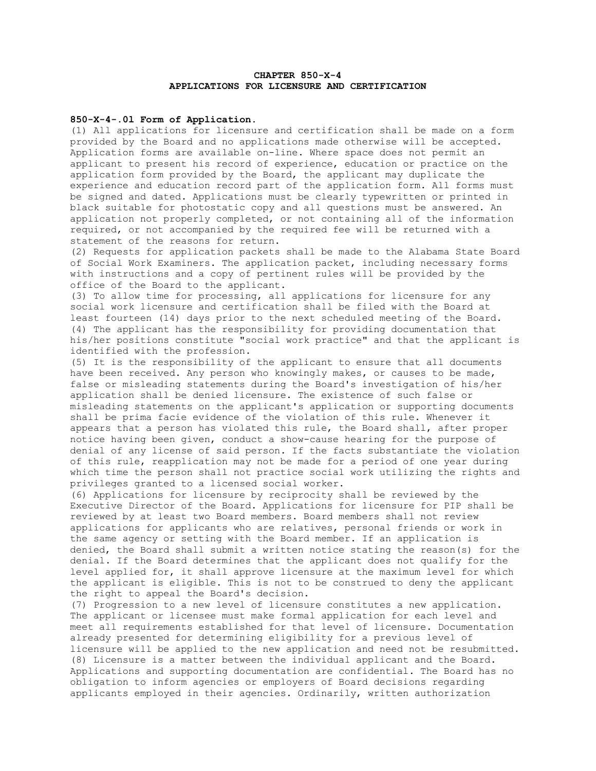# CHAPTER 850-X-4
## APPLICATIONS FOR LICENSURE AND CERTIFICATION

**850-X-4-.01 Form of Application.**

(1) All applications for licensure and certification shall be made on a form provided by the Board and no applications made otherwise will be accepted. Application forms are available on-line. Where space does not permit an applicant to present his record of experience, education or practice on the application form provided by the Board, the applicant may duplicate the experience and education record part of the application form. All forms must be signed and dated. Applications must be clearly typewritten or printed in black suitable for photostatic copy and all questions must be answered. An application not properly completed, or not containing all of the information required, or not accompanied by the required fee will be returned with a statement of the reasons for return.

(2) Requests for application packets shall be made to the Alabama State Board of Social Work Examiners. The application packet, including necessary forms with instructions and a copy of pertinent rules will be provided by the office of the Board to the applicant.

(3) To allow time for processing, all applications for licensure for any social work licensure and certification shall be filed with the Board at least fourteen (14) days prior to the next scheduled meeting of the Board.

(4) The applicant has the responsibility for providing documentation that his/her positions constitute "social work practice" and that the applicant is identified with the profession.

(5) It is the responsibility of the applicant to ensure that all documents have been received. Any person who knowingly makes, or causes to be made, false or misleading statements during the Board's investigation of his/her application shall be denied licensure. The existence of such false or misleading statements on the applicant's application or supporting documents shall be prima facie evidence of the violation of this rule. Whenever it appears that a person has violated this rule, the Board shall, after proper notice having been given, conduct a show-cause hearing for the purpose of denial of any license of said person. If the facts substantiate the violation of this rule, reapplication may not be made for a period of one year during which time the person shall not practice social work utilizing the rights and privileges granted to a licensed social worker.

(6) Applications for licensure by reciprocity shall be reviewed by the Executive Director of the Board. Applications for licensure for PIP shall be reviewed by at least two Board members. Board members shall not review applications for applicants who are relatives, personal friends or work in the same agency or setting with the Board member. If an application is denied, the Board shall submit a written notice stating the reason(s) for the denial. If the Board determines that the applicant does not qualify for the level applied for, it shall approve licensure at the maximum level for which the applicant is eligible. This is not to be construed to deny the applicant the right to appeal the Board's decision.

(7) Progression to a new level of licensure constitutes a new application. The applicant or licensee must make formal application for each level and meet all requirements established for that level of licensure. Documentation already presented for determining eligibility for a previous level of licensure will be applied to the new application and need not be resubmitted.

(8) Licensure is a matter between the individual applicant and the Board. Applications and supporting documentation are confidential. The Board has no obligation to inform agencies or employers of Board decisions regarding applicants employed in their agencies. Ordinarily, written authorization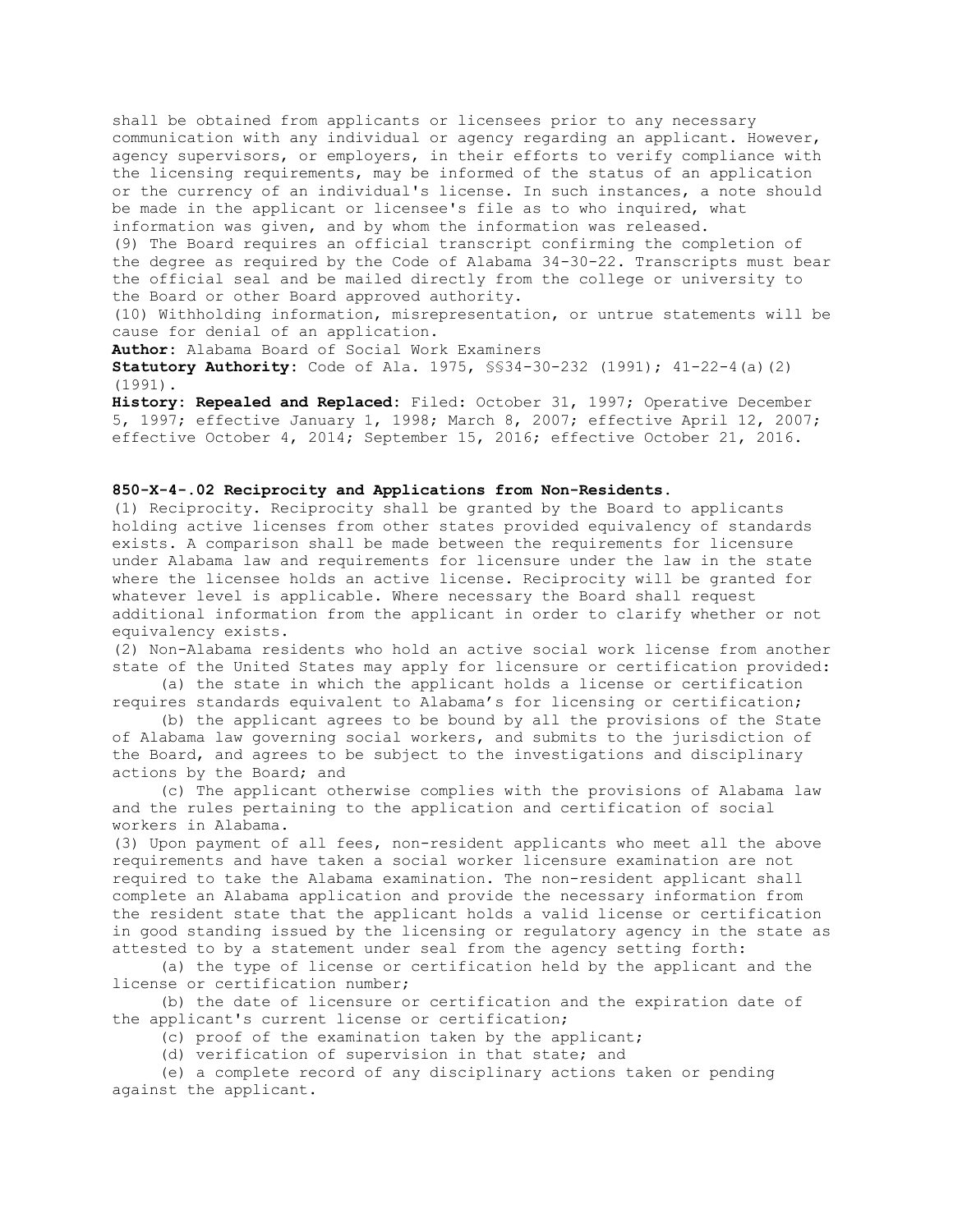shall be obtained from applicants or licensees prior to any necessary communication with any individual or agency regarding an applicant. However, agency supervisors, or employers, in their efforts to verify compliance with the licensing requirements, may be informed of the status of an application or the currency of an individual's license. In such instances, a note should be made in the applicant or licensee's file as to who inquired, what information was given, and by whom the information was released.

(9) The Board requires an official transcript confirming the completion of the degree as required by the Code of Alabama 34-30-22. Transcripts must bear the official seal and be mailed directly from the college or university to the Board or other Board approved authority.

(10) Withholding information, misrepresentation, or untrue statements will be cause for denial of an application.

**Author:** Alabama Board of Social Work Examiners

**Statutory Authority:** Code of Ala. 1975, §§34-30-232 (1991); 41-22-4(a)(2) (1991).

**History: Repealed and Replaced:** Filed: October 31, 1997; Operative December 5, 1997; effective January 1, 1998; March 8, 2007; effective April 12, 2007; effective October 4, 2014; September 15, 2016; effective October 21, 2016.

**850-X-4-.02 Reciprocity and Applications from Non-Residents.**

(1) Reciprocity. Reciprocity shall be granted by the Board to applicants holding active licenses from other states provided equivalency of standards exists. A comparison shall be made between the requirements for licensure under Alabama law and requirements for licensure under the law in the state where the licensee holds an active license. Reciprocity will be granted for whatever level is applicable. Where necessary the Board shall request additional information from the applicant in order to clarify whether or not equivalency exists.

(2) Non-Alabama residents who hold an active social work license from another state of the United States may apply for licensure or certification provided:

(a) the state in which the applicant holds a license or certification requires standards equivalent to Alabama's for licensing or certification;

(b) the applicant agrees to be bound by all the provisions of the State of Alabama law governing social workers, and submits to the jurisdiction of the Board, and agrees to be subject to the investigations and disciplinary actions by the Board; and

(c) The applicant otherwise complies with the provisions of Alabama law and the rules pertaining to the application and certification of social workers in Alabama.

(3) Upon payment of all fees, non-resident applicants who meet all the above requirements and have taken a social worker licensure examination are not required to take the Alabama examination. The non-resident applicant shall complete an Alabama application and provide the necessary information from the resident state that the applicant holds a valid license or certification in good standing issued by the licensing or regulatory agency in the state as attested to by a statement under seal from the agency setting forth:

(a) the type of license or certification held by the applicant and the license or certification number;

(b) the date of licensure or certification and the expiration date of the applicant's current license or certification;

(c) proof of the examination taken by the applicant;

(d) verification of supervision in that state; and

(e) a complete record of any disciplinary actions taken or pending against the applicant.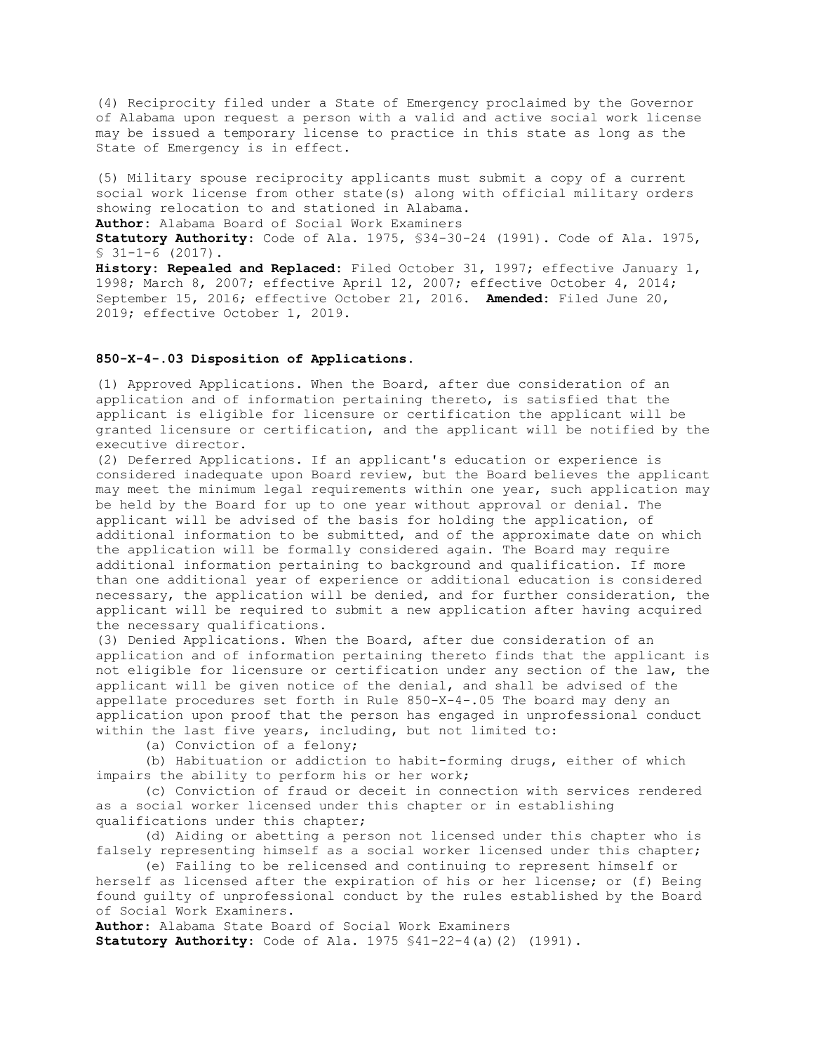(4) Reciprocity filed under a State of Emergency proclaimed by the Governor of Alabama upon request a person with a valid and active social work license may be issued a temporary license to practice in this state as long as the State of Emergency is in effect.

(5) Military spouse reciprocity applicants must submit a copy of a current social work license from other state(s) along with official military orders showing relocation to and stationed in Alabama.

**Author:** Alabama Board of Social Work Examiners
**Statutory Authority:** Code of Ala. 1975, §34-30-24 (1991). Code of Ala. 1975, § 31-1-6 (2017).
**History: Repealed and Replaced:** Filed October 31, 1997; effective January 1, 1998; March 8, 2007; effective April 12, 2007; effective October 4, 2014; September 15, 2016; effective October 21, 2016. **Amended:** Filed June 20, 2019; effective October 1, 2019.

### 850-X-4-.03 Disposition of Applications.

(1) Approved Applications. When the Board, after due consideration of an application and of information pertaining thereto, is satisfied that the applicant is eligible for licensure or certification the applicant will be granted licensure or certification, and the applicant will be notified by the executive director.

(2) Deferred Applications. If an applicant's education or experience is considered inadequate upon Board review, but the Board believes the applicant may meet the minimum legal requirements within one year, such application may be held by the Board for up to one year without approval or denial. The applicant will be advised of the basis for holding the application, of additional information to be submitted, and of the approximate date on which the application will be formally considered again. The Board may require additional information pertaining to background and qualification. If more than one additional year of experience or additional education is considered necessary, the application will be denied, and for further consideration, the applicant will be required to submit a new application after having acquired the necessary qualifications.

(3) Denied Applications. When the Board, after due consideration of an application and of information pertaining thereto finds that the applicant is not eligible for licensure or certification under any section of the law, the applicant will be given notice of the denial, and shall be advised of the appellate procedures set forth in Rule 850-X-4-.05 The board may deny an application upon proof that the person has engaged in unprofessional conduct within the last five years, including, but not limited to:

(a) Conviction of a felony;

(b) Habituation or addiction to habit-forming drugs, either of which impairs the ability to perform his or her work;

(c) Conviction of fraud or deceit in connection with services rendered as a social worker licensed under this chapter or in establishing qualifications under this chapter;

(d) Aiding or abetting a person not licensed under this chapter who is falsely representing himself as a social worker licensed under this chapter;

(e) Failing to be relicensed and continuing to represent himself or herself as licensed after the expiration of his or her license; or (f) Being found guilty of unprofessional conduct by the rules established by the Board of Social Work Examiners.

**Author:** Alabama State Board of Social Work Examiners
**Statutory Authority:** Code of Ala. 1975 §41-22-4(a)(2) (1991).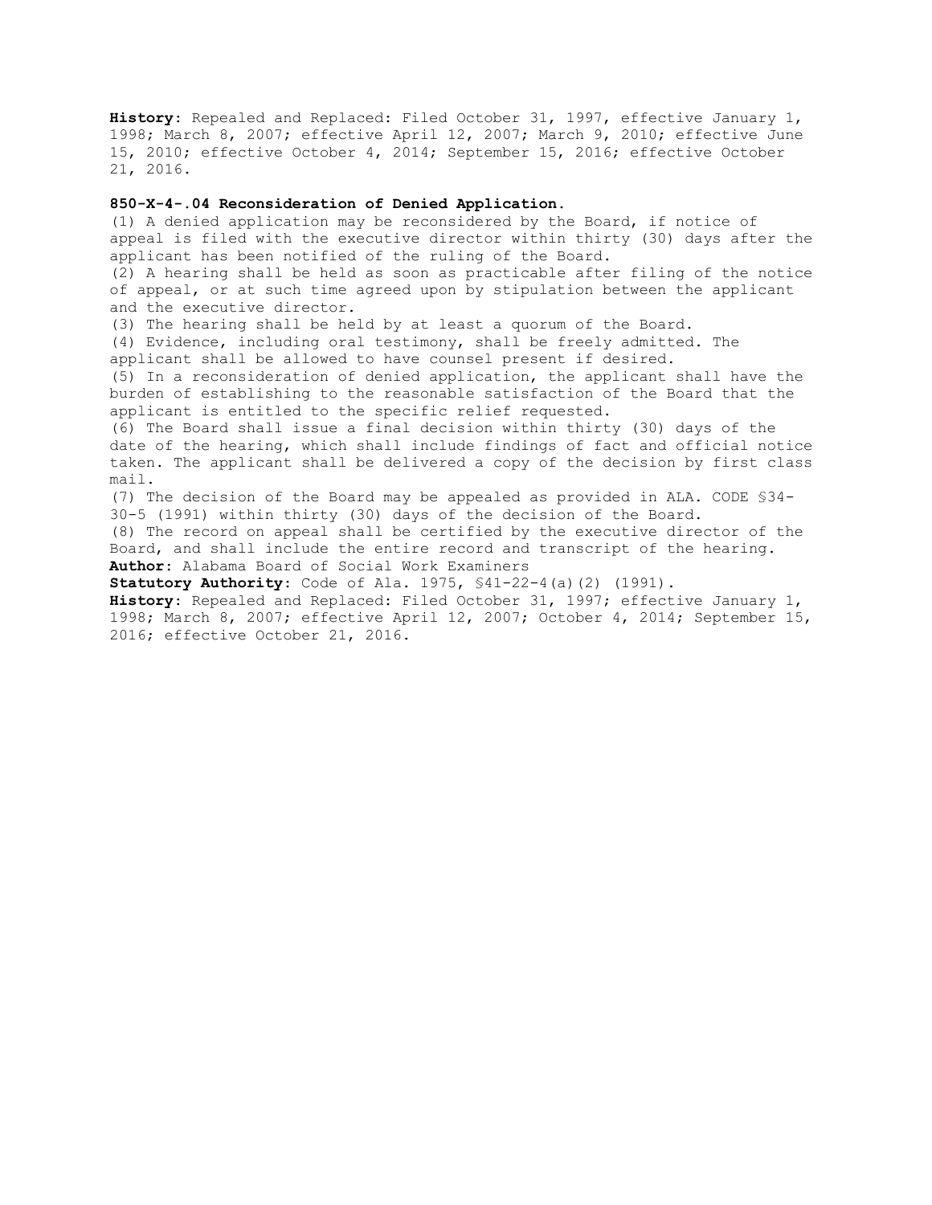**History:** Repealed and Replaced: Filed October 31, 1997, effective January 1, 1998; March 8, 2007; effective April 12, 2007; March 9, 2010; effective June 15, 2010; effective October 4, 2014; September 15, 2016; effective October 21, 2016.

**850-X-4-.04 Reconsideration of Denied Application.**

(1) A denied application may be reconsidered by the Board, if notice of appeal is filed with the executive director within thirty (30) days after the applicant has been notified of the ruling of the Board.

(2) A hearing shall be held as soon as practicable after filing of the notice of appeal, or at such time agreed upon by stipulation between the applicant and the executive director.

(3) The hearing shall be held by at least a quorum of the Board.

(4) Evidence, including oral testimony, shall be freely admitted. The applicant shall be allowed to have counsel present if desired.

(5) In a reconsideration of denied application, the applicant shall have the burden of establishing to the reasonable satisfaction of the Board that the applicant is entitled to the specific relief requested.

(6) The Board shall issue a final decision within thirty (30) days of the date of the hearing, which shall include findings of fact and official notice taken. The applicant shall be delivered a copy of the decision by first class mail.

(7) The decision of the Board may be appealed as provided in ALA. CODE §34-30-5 (1991) within thirty (30) days of the decision of the Board.

(8) The record on appeal shall be certified by the executive director of the Board, and shall include the entire record and transcript of the hearing.

**Author:** Alabama Board of Social Work Examiners

**Statutory Authority:** Code of Ala. 1975, §41-22-4(a)(2) (1991).

**History:** Repealed and Replaced: Filed October 31, 1997; effective January 1, 1998; March 8, 2007; effective April 12, 2007; October 4, 2014; September 15, 2016; effective October 21, 2016.